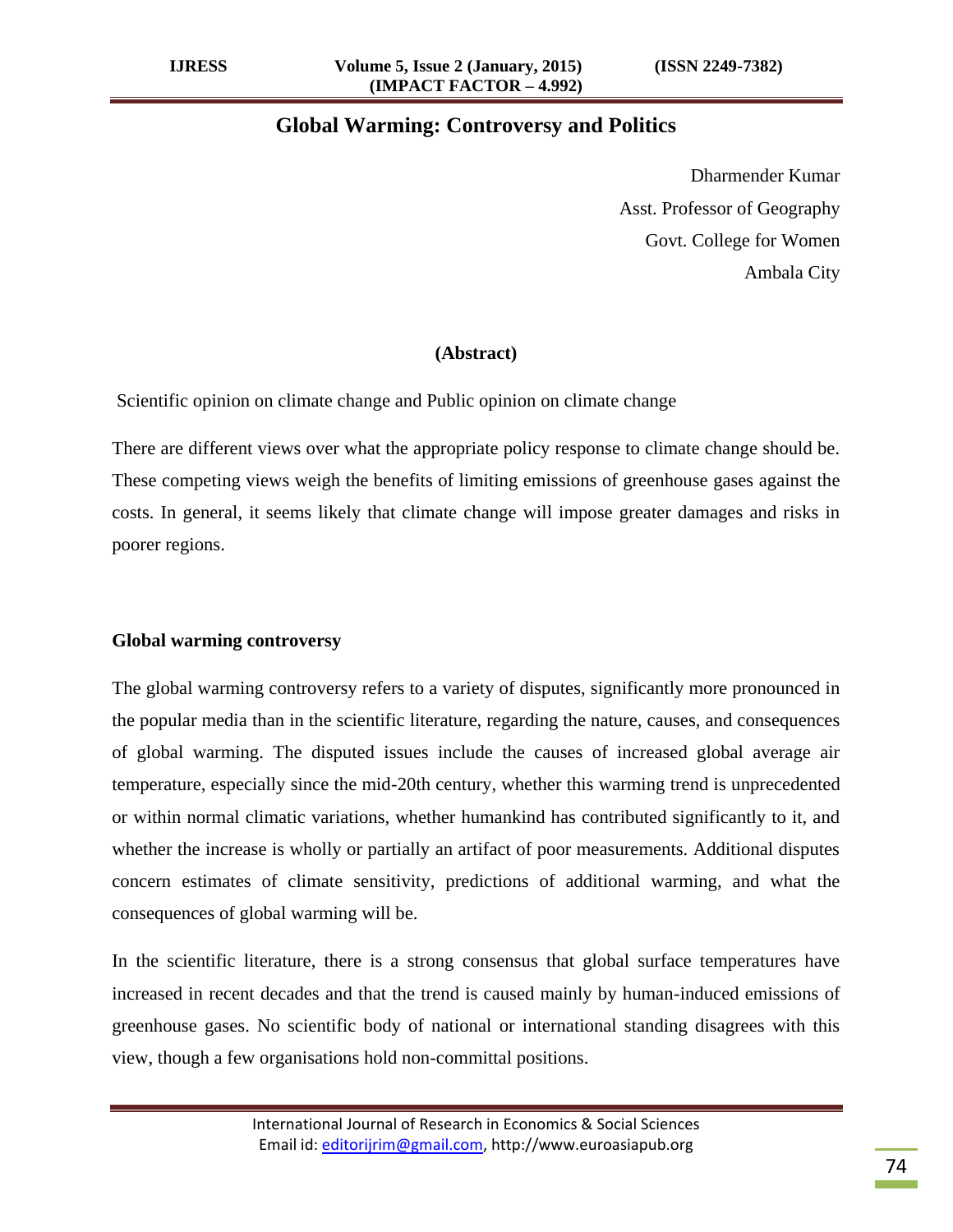# Global Warming: Controversy and Politics

Dharmender Kumar
Asst. Professor of Geography
Govt. College for Women
Ambala City

**(Abstract)**

Scientific opinion on climate change and Public opinion on climate change

There are different views over what the appropriate policy response to climate change should be. These competing views weigh the benefits of limiting emissions of greenhouse gases against the costs. In general, it seems likely that climate change will impose greater damages and risks in poorer regions.

## Global warming controversy

The global warming controversy refers to a variety of disputes, significantly more pronounced in the popular media than in the scientific literature, regarding the nature, causes, and consequences of global warming. The disputed issues include the causes of increased global average air temperature, especially since the mid-20th century, whether this warming trend is unprecedented or within normal climatic variations, whether humankind has contributed significantly to it, and whether the increase is wholly or partially an artifact of poor measurements. Additional disputes concern estimates of climate sensitivity, predictions of additional warming, and what the consequences of global warming will be.

In the scientific literature, there is a strong consensus that global surface temperatures have increased in recent decades and that the trend is caused mainly by human-induced emissions of greenhouse gases. No scientific body of national or international standing disagrees with this view, though a few organisations hold non-committal positions.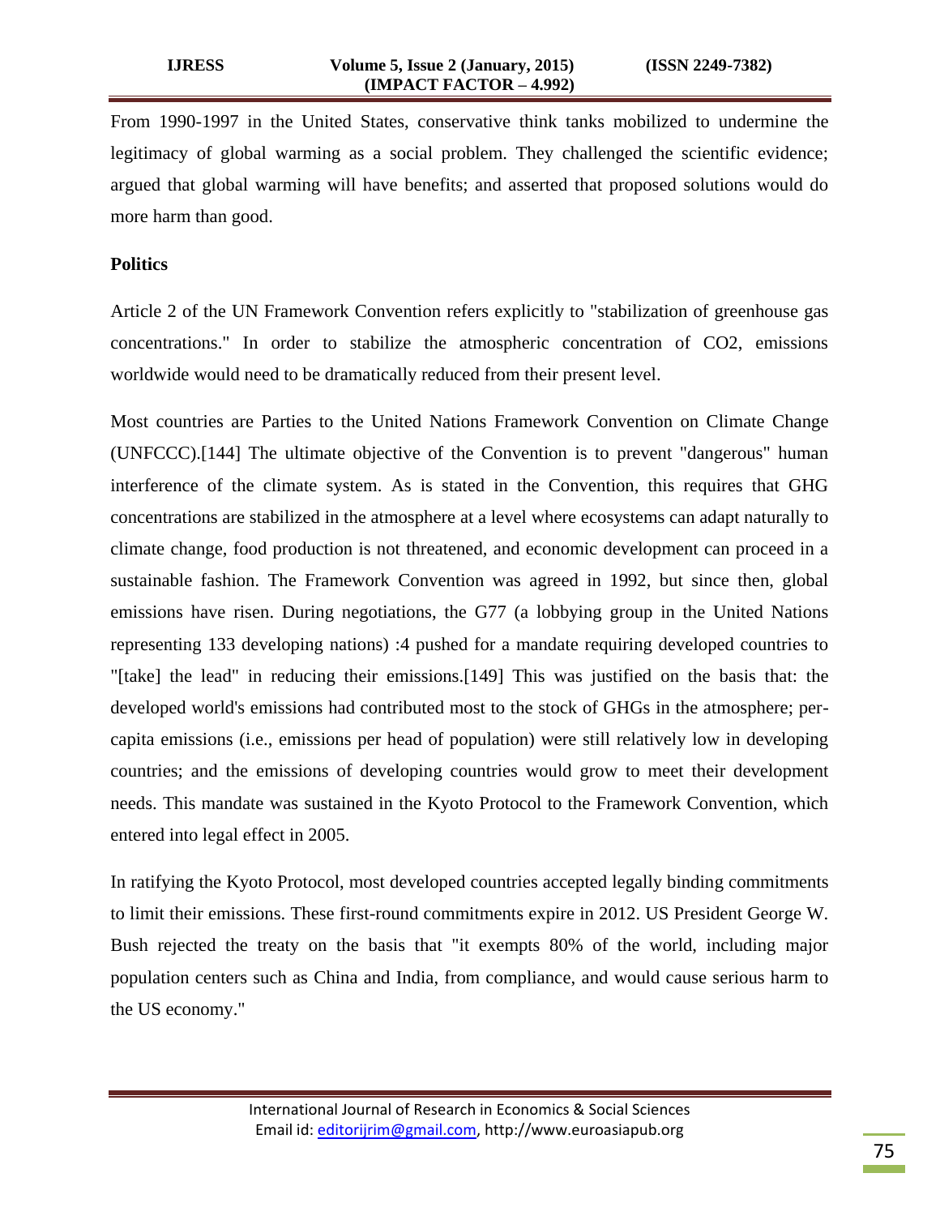From 1990-1997 in the United States, conservative think tanks mobilized to undermine the legitimacy of global warming as a social problem. They challenged the scientific evidence; argued that global warming will have benefits; and asserted that proposed solutions would do more harm than good.

**Politics**

Article 2 of the UN Framework Convention refers explicitly to "stabilization of greenhouse gas concentrations." In order to stabilize the atmospheric concentration of $CO_2$, emissions worldwide would need to be dramatically reduced from their present level.

Most countries are Parties to the United Nations Framework Convention on Climate Change (UNFCCC).[144] The ultimate objective of the Convention is to prevent "dangerous" human interference of the climate system. As is stated in the Convention, this requires that GHG concentrations are stabilized in the atmosphere at a level where ecosystems can adapt naturally to climate change, food production is not threatened, and economic development can proceed in a sustainable fashion. The Framework Convention was agreed in 1992, but since then, global emissions have risen. During negotiations, the G77 (a lobbying group in the United Nations representing 133 developing nations) :4 pushed for a mandate requiring developed countries to "[take] the lead" in reducing their emissions.[149] This was justified on the basis that: the developed world's emissions had contributed most to the stock of GHGs in the atmosphere; per-capita emissions (i.e., emissions per head of population) were still relatively low in developing countries; and the emissions of developing countries would grow to meet their development needs. This mandate was sustained in the Kyoto Protocol to the Framework Convention, which entered into legal effect in 2005.

In ratifying the Kyoto Protocol, most developed countries accepted legally binding commitments to limit their emissions. These first-round commitments expire in 2012. US President George W. Bush rejected the treaty on the basis that "it exempts 80% of the world, including major population centers such as China and India, from compliance, and would cause serious harm to the US economy."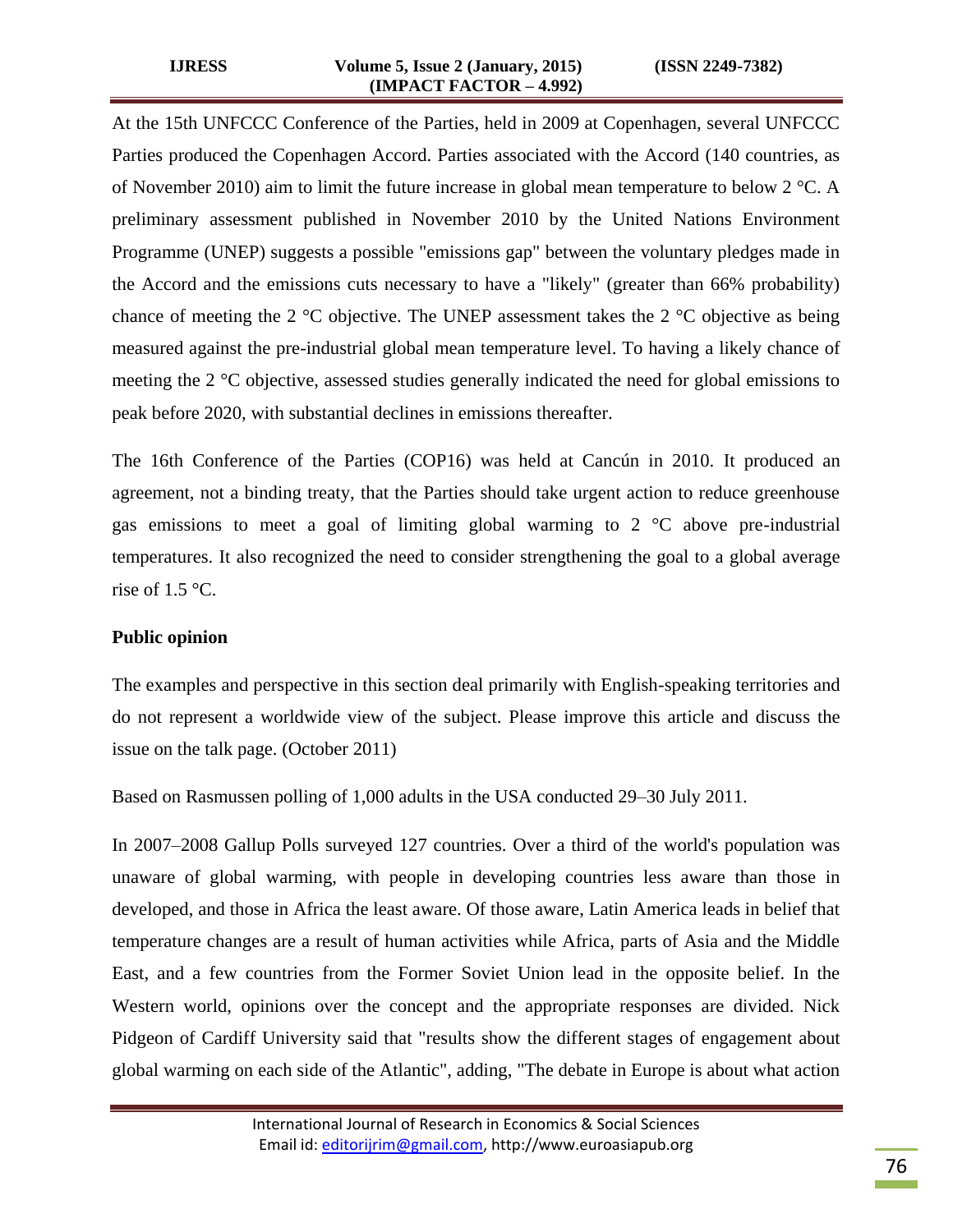At the 15th UNFCCC Conference of the Parties, held in 2009 at Copenhagen, several UNFCCC Parties produced the Copenhagen Accord. Parties associated with the Accord (140 countries, as of November 2010) aim to limit the future increase in global mean temperature to below 2 °C. A preliminary assessment published in November 2010 by the United Nations Environment Programme (UNEP) suggests a possible "emissions gap" between the voluntary pledges made in the Accord and the emissions cuts necessary to have a "likely" (greater than 66% probability) chance of meeting the 2 °C objective. The UNEP assessment takes the 2 °C objective as being measured against the pre-industrial global mean temperature level. To having a likely chance of meeting the 2 °C objective, assessed studies generally indicated the need for global emissions to peak before 2020, with substantial declines in emissions thereafter.

The 16th Conference of the Parties (COP16) was held at Cancún in 2010. It produced an agreement, not a binding treaty, that the Parties should take urgent action to reduce greenhouse gas emissions to meet a goal of limiting global warming to 2 °C above pre-industrial temperatures. It also recognized the need to consider strengthening the goal to a global average rise of 1.5 °C.

**Public opinion**

The examples and perspective in this section deal primarily with English-speaking territories and do not represent a worldwide view of the subject. Please improve this article and discuss the issue on the talk page. (October 2011)

Based on Rasmussen polling of 1,000 adults in the USA conducted 29–30 July 2011.

In 2007–2008 Gallup Polls surveyed 127 countries. Over a third of the world's population was unaware of global warming, with people in developing countries less aware than those in developed, and those in Africa the least aware. Of those aware, Latin America leads in belief that temperature changes are a result of human activities while Africa, parts of Asia and the Middle East, and a few countries from the Former Soviet Union lead in the opposite belief. In the Western world, opinions over the concept and the appropriate responses are divided. Nick Pidgeon of Cardiff University said that "results show the different stages of engagement about global warming on each side of the Atlantic", adding, "The debate in Europe is about what action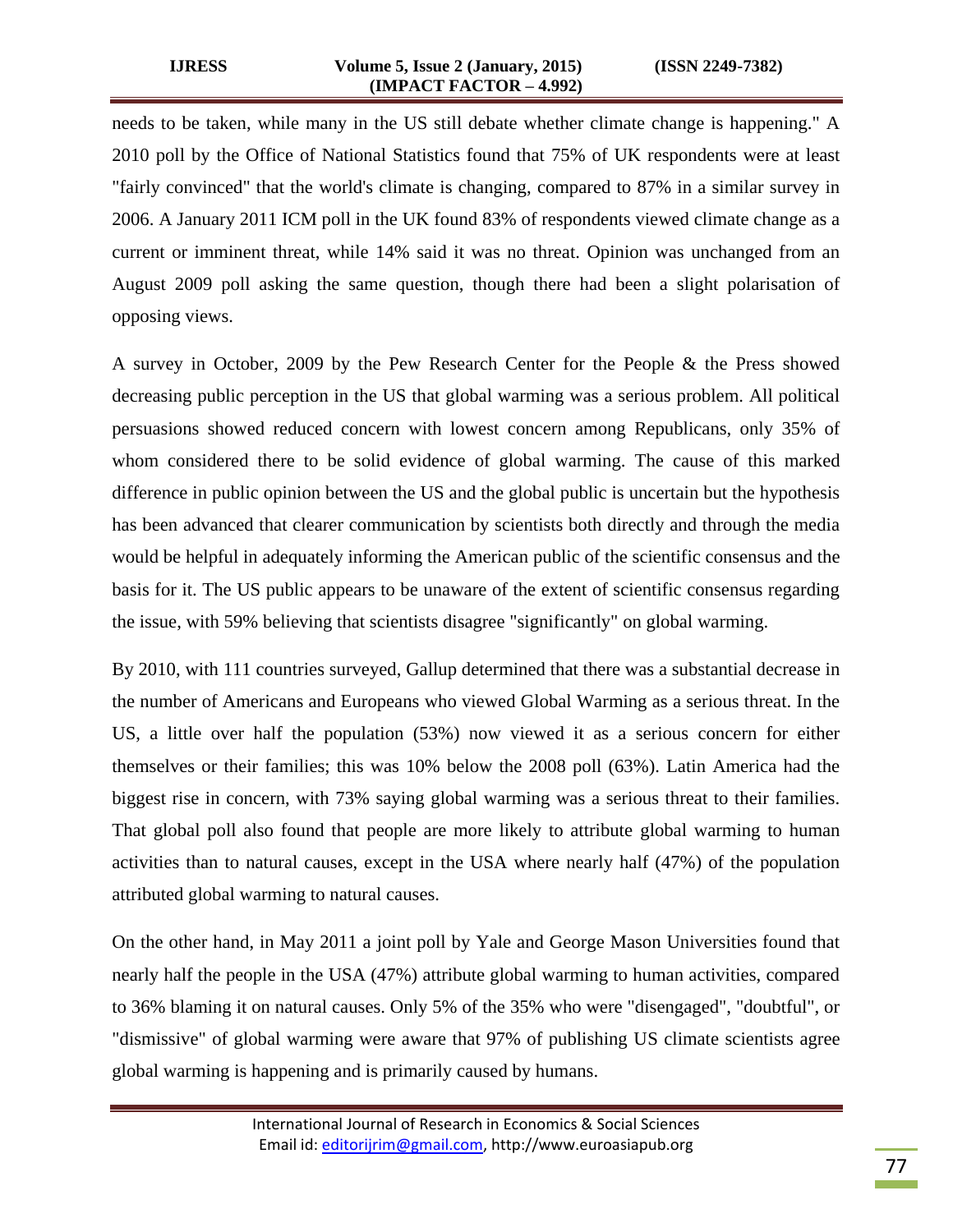needs to be taken, while many in the US still debate whether climate change is happening." A 2010 poll by the Office of National Statistics found that 75% of UK respondents were at least "fairly convinced" that the world's climate is changing, compared to 87% in a similar survey in 2006. A January 2011 ICM poll in the UK found 83% of respondents viewed climate change as a current or imminent threat, while 14% said it was no threat. Opinion was unchanged from an August 2009 poll asking the same question, though there had been a slight polarisation of opposing views.

A survey in October, 2009 by the Pew Research Center for the People & the Press showed decreasing public perception in the US that global warming was a serious problem. All political persuasions showed reduced concern with lowest concern among Republicans, only 35% of whom considered there to be solid evidence of global warming. The cause of this marked difference in public opinion between the US and the global public is uncertain but the hypothesis has been advanced that clearer communication by scientists both directly and through the media would be helpful in adequately informing the American public of the scientific consensus and the basis for it. The US public appears to be unaware of the extent of scientific consensus regarding the issue, with 59% believing that scientists disagree "significantly" on global warming.

By 2010, with 111 countries surveyed, Gallup determined that there was a substantial decrease in the number of Americans and Europeans who viewed Global Warming as a serious threat. In the US, a little over half the population (53%) now viewed it as a serious concern for either themselves or their families; this was 10% below the 2008 poll (63%). Latin America had the biggest rise in concern, with 73% saying global warming was a serious threat to their families. That global poll also found that people are more likely to attribute global warming to human activities than to natural causes, except in the USA where nearly half (47%) of the population attributed global warming to natural causes.

On the other hand, in May 2011 a joint poll by Yale and George Mason Universities found that nearly half the people in the USA (47%) attribute global warming to human activities, compared to 36% blaming it on natural causes. Only 5% of the 35% who were "disengaged", "doubtful", or "dismissive" of global warming were aware that 97% of publishing US climate scientists agree global warming is happening and is primarily caused by humans.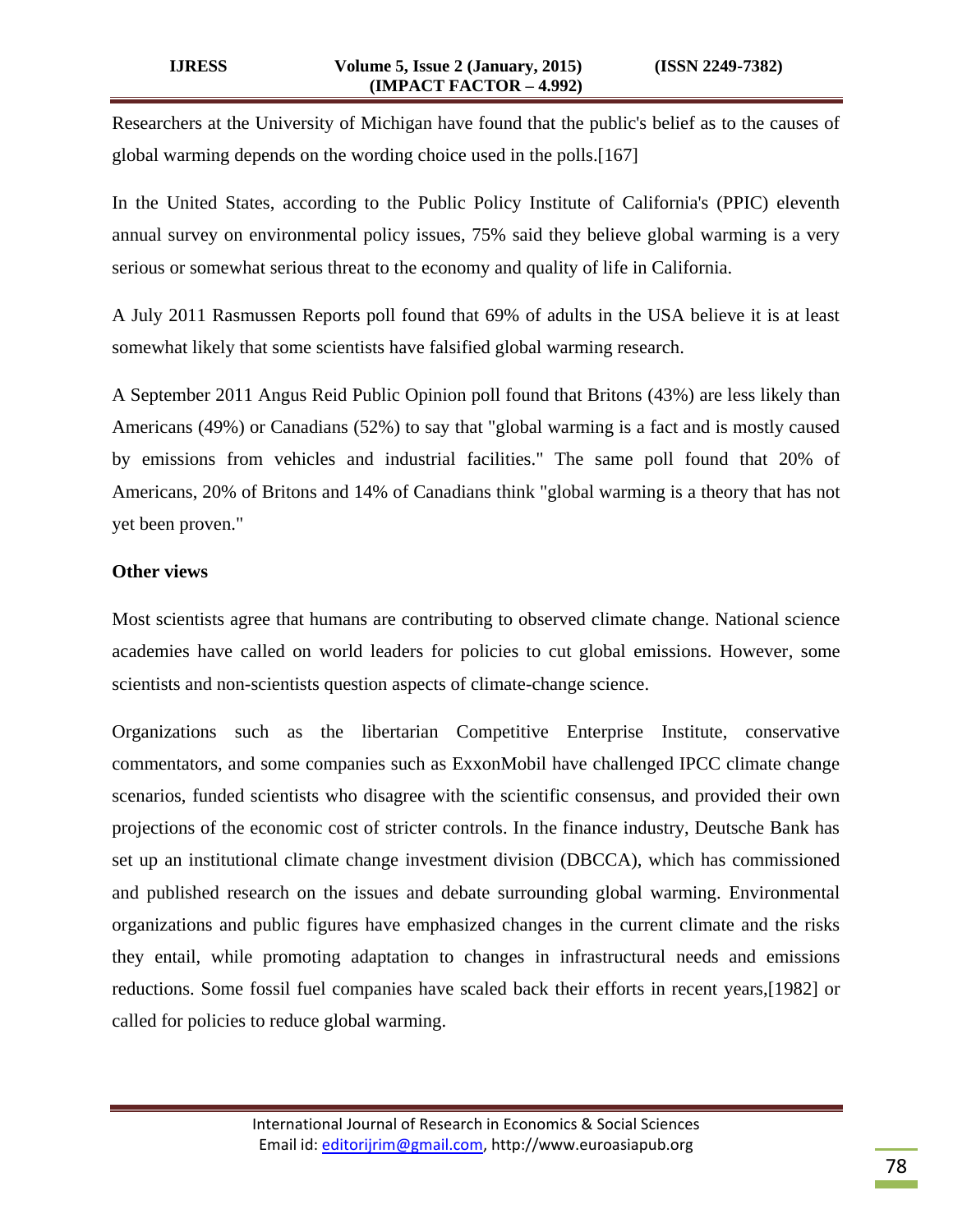Researchers at the University of Michigan have found that the public's belief as to the causes of global warming depends on the wording choice used in the polls.[167]

In the United States, according to the Public Policy Institute of California's (PPIC) eleventh annual survey on environmental policy issues, 75% said they believe global warming is a very serious or somewhat serious threat to the economy and quality of life in California.

A July 2011 Rasmussen Reports poll found that 69% of adults in the USA believe it is at least somewhat likely that some scientists have falsified global warming research.

A September 2011 Angus Reid Public Opinion poll found that Britons (43%) are less likely than Americans (49%) or Canadians (52%) to say that "global warming is a fact and is mostly caused by emissions from vehicles and industrial facilities." The same poll found that 20% of Americans, 20% of Britons and 14% of Canadians think "global warming is a theory that has not yet been proven."

**Other views**

Most scientists agree that humans are contributing to observed climate change. National science academies have called on world leaders for policies to cut global emissions. However, some scientists and non-scientists question aspects of climate-change science.

Organizations such as the libertarian Competitive Enterprise Institute, conservative commentators, and some companies such as ExxonMobil have challenged IPCC climate change scenarios, funded scientists who disagree with the scientific consensus, and provided their own projections of the economic cost of stricter controls. In the finance industry, Deutsche Bank has set up an institutional climate change investment division (DBCCA), which has commissioned and published research on the issues and debate surrounding global warming. Environmental organizations and public figures have emphasized changes in the current climate and the risks they entail, while promoting adaptation to changes in infrastructural needs and emissions reductions. Some fossil fuel companies have scaled back their efforts in recent years,[1982] or called for policies to reduce global warming.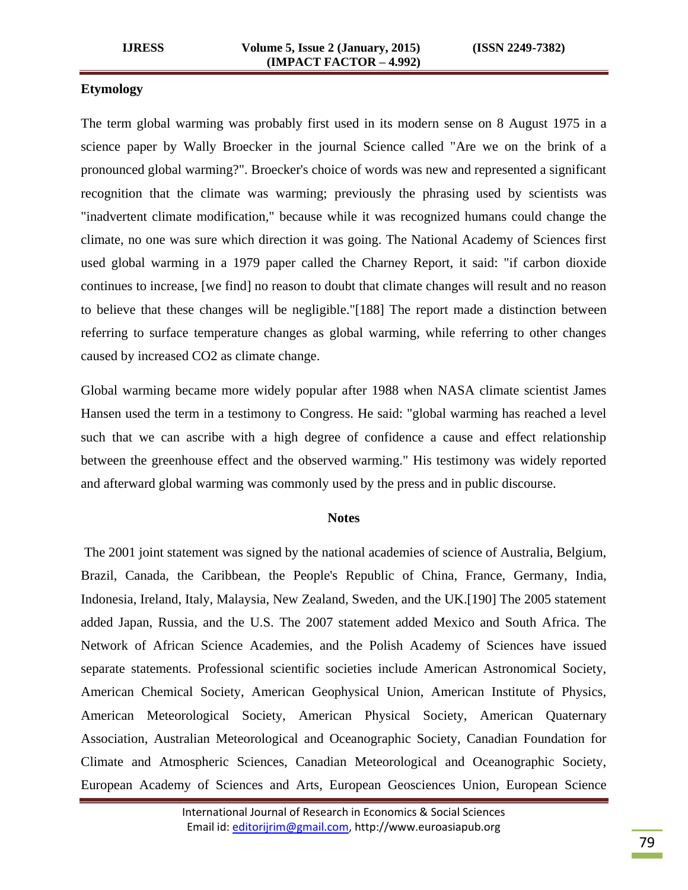## Etymology

The term global warming was probably first used in its modern sense on 8 August 1975 in a science paper by Wally Broecker in the journal Science called "Are we on the brink of a pronounced global warming?". Broecker's choice of words was new and represented a significant recognition that the climate was warming; previously the phrasing used by scientists was "inadvertent climate modification," because while it was recognized humans could change the climate, no one was sure which direction it was going. The National Academy of Sciences first used global warming in a 1979 paper called the Charney Report, it said: "if carbon dioxide continues to increase, [we find] no reason to doubt that climate changes will result and no reason to believe that these changes will be negligible."[188] The report made a distinction between referring to surface temperature changes as global warming, while referring to other changes caused by increased CO2 as climate change.

Global warming became more widely popular after 1988 when NASA climate scientist James Hansen used the term in a testimony to Congress. He said: "global warming has reached a level such that we can ascribe with a high degree of confidence a cause and effect relationship between the greenhouse effect and the observed warming." His testimony was widely reported and afterward global warming was commonly used by the press and in public discourse.

### Notes

The 2001 joint statement was signed by the national academies of science of Australia, Belgium, Brazil, Canada, the Caribbean, the People's Republic of China, France, Germany, India, Indonesia, Ireland, Italy, Malaysia, New Zealand, Sweden, and the UK.[190] The 2005 statement added Japan, Russia, and the U.S. The 2007 statement added Mexico and South Africa. The Network of African Science Academies, and the Polish Academy of Sciences have issued separate statements. Professional scientific societies include American Astronomical Society, American Chemical Society, American Geophysical Union, American Institute of Physics, American Meteorological Society, American Physical Society, American Quaternary Association, Australian Meteorological and Oceanographic Society, Canadian Foundation for Climate and Atmospheric Sciences, Canadian Meteorological and Oceanographic Society, European Academy of Sciences and Arts, European Geosciences Union, European Science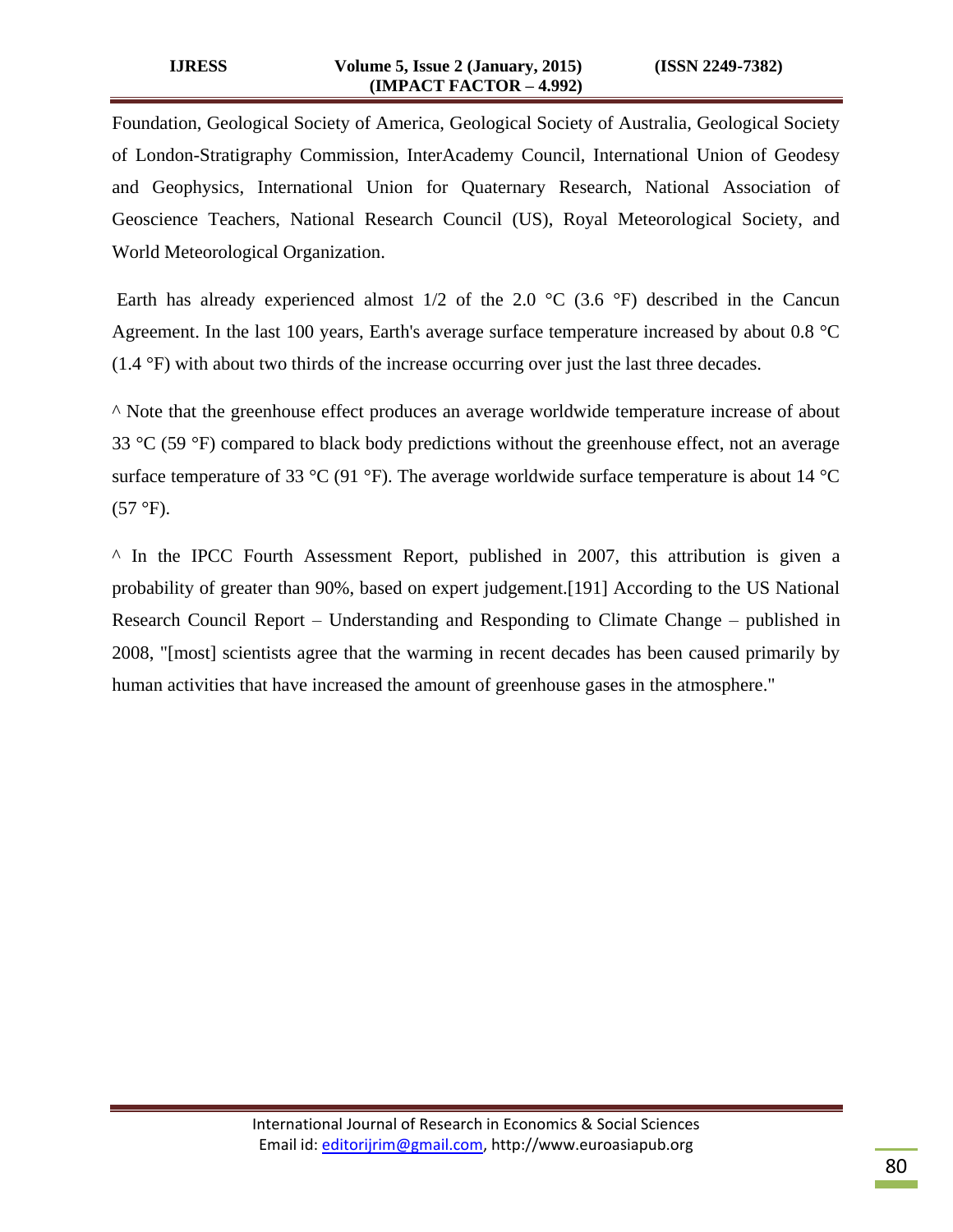Foundation, Geological Society of America, Geological Society of Australia, Geological Society of London-Stratigraphy Commission, InterAcademy Council, International Union of Geodesy and Geophysics, International Union for Quaternary Research, National Association of Geoscience Teachers, National Research Council (US), Royal Meteorological Society, and World Meteorological Organization.

Earth has already experienced almost 1/2 of the 2.0 °C (3.6 °F) described in the Cancun Agreement. In the last 100 years, Earth's average surface temperature increased by about 0.8 °C (1.4 °F) with about two thirds of the increase occurring over just the last three decades.

^ Note that the greenhouse effect produces an average worldwide temperature increase of about 33 °C (59 °F) compared to black body predictions without the greenhouse effect, not an average surface temperature of 33 °C (91 °F). The average worldwide surface temperature is about 14 °C (57 °F).

^ In the IPCC Fourth Assessment Report, published in 2007, this attribution is given a probability of greater than 90%, based on expert judgement.[191] According to the US National Research Council Report – Understanding and Responding to Climate Change – published in 2008, "[most] scientists agree that the warming in recent decades has been caused primarily by human activities that have increased the amount of greenhouse gases in the atmosphere."